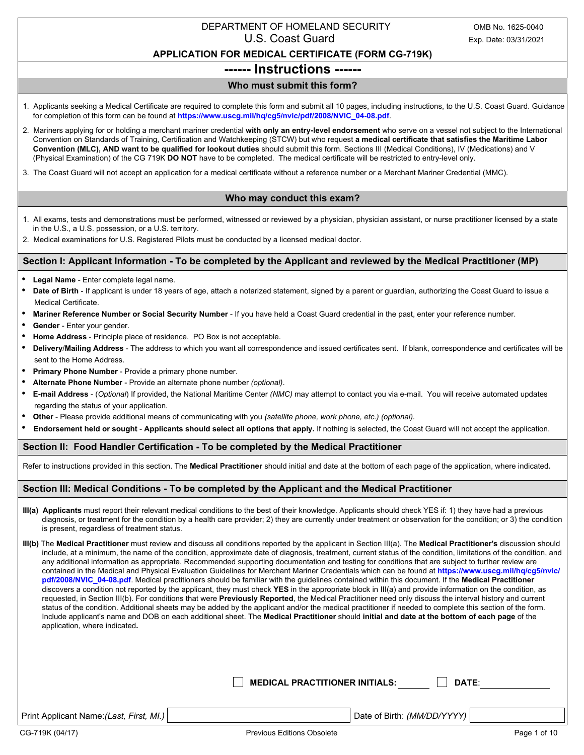DEPARTMENT OF HOMELAND SECURITY
U.S. Coast Guard

OMB No. 1625-0040
Exp. Date: 03/31/2021

# APPLICATION FOR MEDICAL CERTIFICATE (FORM CG-719K)

## ------ Instructions ------

### Who must submit this form?

1. Applicants seeking a Medical Certificate are required to complete this form and submit all 10 pages, including instructions, to the U.S. Coast Guard. Guidance for completion of this form can be found at **https://www.uscg.mil/hq/cg5/nvic/pdf/2008/NVIC_04-08.pdf**.
2. Mariners applying for or holding a merchant mariner credential **with only an entry-level endorsement** who serve on a vessel not subject to the International Convention on Standards of Training, Certification and Watchkeeping (STCW) but who request **a medical certificate that satisfies the Maritime Labor Convention (MLC), AND want to be qualified for lookout duties** should submit this form. Sections III (Medical Conditions), IV (Medications) and V (Physical Examination) of the CG 719K **DO NOT** have to be completed. The medical certificate will be restricted to entry-level only.
3. The Coast Guard will not accept an application for a medical certificate without a reference number or a Merchant Mariner Credential (MMC).

### Who may conduct this exam?

1. All exams, tests and demonstrations must be performed, witnessed or reviewed by a physician, physician assistant, or nurse practitioner licensed by a state in the U.S., a U.S. possession, or a U.S. territory.
2. Medical examinations for U.S. Registered Pilots must be conducted by a licensed medical doctor.

### Section I: Applicant Information - To be completed by the Applicant and reviewed by the Medical Practitioner (MP)

- **Legal Name** - Enter complete legal name.
- **Date of Birth** - If applicant is under 18 years of age, attach a notarized statement, signed by a parent or guardian, authorizing the Coast Guard to issue a Medical Certificate.
- **Mariner Reference Number or Social Security Number** - If you have held a Coast Guard credential in the past, enter your reference number.
- **Gender** - Enter your gender.
- **Home Address** - Principle place of residence. PO Box is not acceptable.
- **Delivery/Mailing Address** - The address to which you want all correspondence and issued certificates sent. If blank, correspondence and certificates will be sent to the Home Address.
- **Primary Phone Number** - Provide a primary phone number.
- **Alternate Phone Number** - Provide an alternate phone number *(optional)*.
- **E-mail Address** - (*Optional*) If provided, the National Maritime Center *(NMC)* may attempt to contact you via e-mail. You will receive automated updates regarding the status of your application.
- **Other** - Please provide additional means of communicating with you *(satellite phone, work phone, etc.) (optional).*
- **Endorsement held or sought** - **Applicants should select all options that apply.** If nothing is selected, the Coast Guard will not accept the application.

### Section II: Food Handler Certification - To be completed by the Medical Practitioner

Refer to instructions provided in this section. The **Medical Practitioner** should initial and date at the bottom of each page of the application, where indicated**.**

### Section III: Medical Conditions - To be completed by the Applicant and the Medical Practitioner

**III(a)** **Applicants** must report their relevant medical conditions to the best of their knowledge. Applicants should check YES if: 1) they have had a previous diagnosis, or treatment for the condition by a health care provider; 2) they are currently under treatment or observation for the condition; or 3) the condition is present, regardless of treatment status.

**III(b)** The **Medical Practitioner** must review and discuss all conditions reported by the applicant in Section III(a). The **Medical Practitioner's** discussion should include, at a minimum, the name of the condition, approximate date of diagnosis, treatment, current status of the condition, limitations of the condition, and any additional information as appropriate. Recommended supporting documentation and testing for conditions that are subject to further review are contained in the Medical and Physical Evaluation Guidelines for Merchant Mariner Credentials which can be found at **https://www.uscg.mil/hq/cg5/nvic/pdf/2008/NVIC_04-08.pdf**. Medical practitioners should be familiar with the guidelines contained within this document. If the **Medical Practitioner** discovers a condition not reported by the applicant, they must check **YES** in the appropriate block in III(a) and provide information on the condition, as requested, in Section III(b). For conditions that were **Previously Reported**, the Medical Practitioner need only discuss the interval history and current status of the condition. Additional sheets may be added by the applicant and/or the medical practitioner if needed to complete this section of the form. Include applicant's name and DOB on each additional sheet. The **Medical Practitioner** should **initial and date at the bottom of each page** of the application, where indicated**.**

☐ **MEDICAL PRACTITIONER INITIALS:** ________ ☐ **DATE**: ____________

| Print Applicant Name: *(Last, First, MI.)* | | Date of Birth: *(MM/DD/YYYY)* | |
|---|---|---|---|

CG-719K (04/17) Previous Editions Obsolete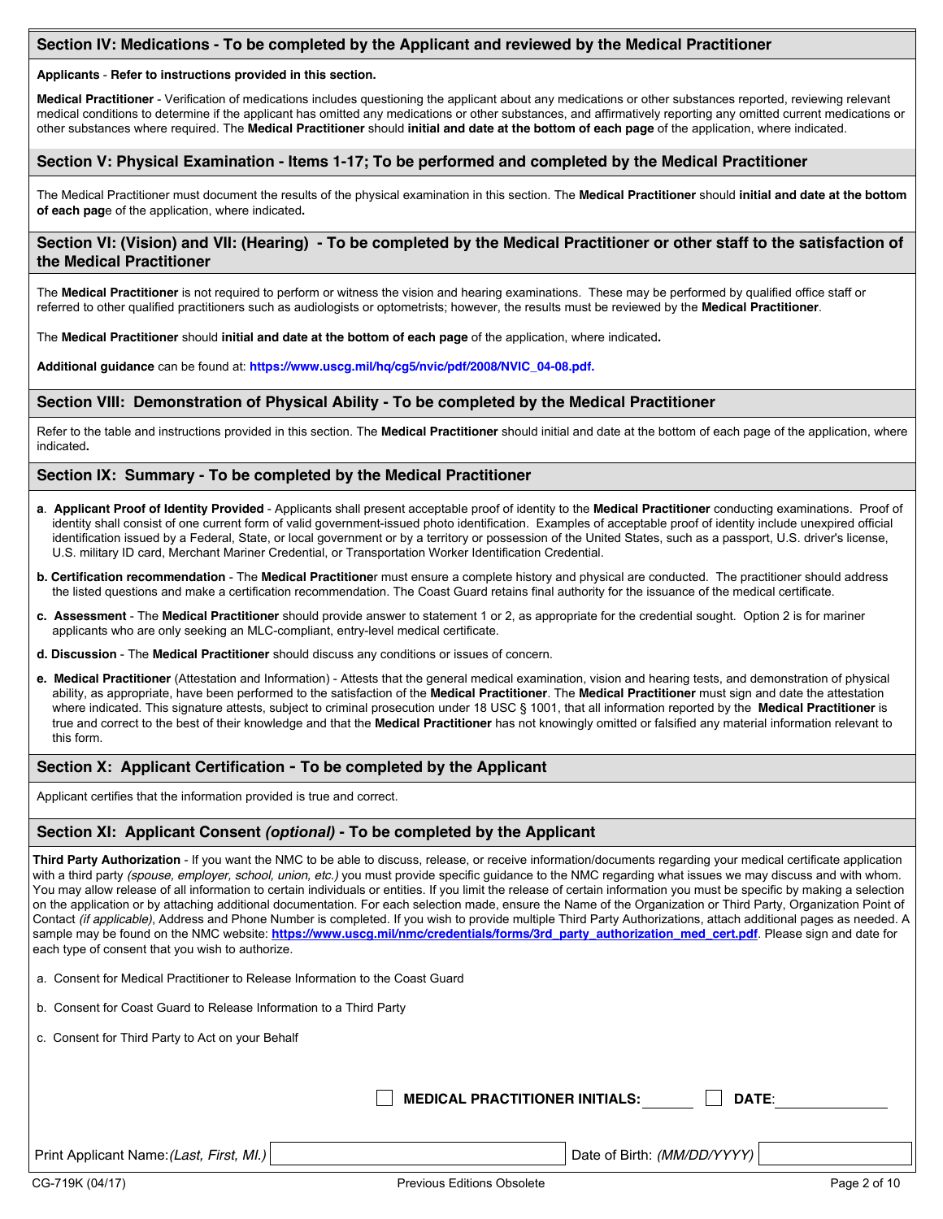## Section IV: Medications - To be completed by the Applicant and reviewed by the Medical Practitioner

**Applicants** - **Refer to instructions provided in this section.**

**Medical Practitioner** - Verification of medications includes questioning the applicant about any medications or other substances reported, reviewing relevant medical conditions to determine if the applicant has omitted any medications or other substances, and affirmatively reporting any omitted current medications or other substances where required. The **Medical Practitioner** should **initial and date at the bottom of each page** of the application, where indicated.

## Section V: Physical Examination - Items 1-17; To be performed and completed by the Medical Practitioner

The Medical Practitioner must document the results of the physical examination in this section. The **Medical Practitioner** should **initial and date at the bottom of each page** of the application, where indicated**.**

## Section VI: (Vision) and VII: (Hearing) - To be completed by the Medical Practitioner or other staff to the satisfaction of the Medical Practitioner

The **Medical Practitioner** is not required to perform or witness the vision and hearing examinations. These may be performed by qualified office staff or referred to other qualified practitioners such as audiologists or optometrists; however, the results must be reviewed by the **Medical Practitioner**.

The **Medical Practitioner** should **initial and date at the bottom of each page** of the application, where indicated**.**

**Additional guidance** can be found at: **https://www.uscg.mil/hq/cg5/nvic/pdf/2008/NVIC_04-08.pdf.**

## Section VIII: Demonstration of Physical Ability - To be completed by the Medical Practitioner

Refer to the table and instructions provided in this section. The **Medical Practitioner** should initial and date at the bottom of each page of the application, where indicated**.**

## Section IX: Summary - To be completed by the Medical Practitioner

**a**. **Applicant Proof of Identity Provided** - Applicants shall present acceptable proof of identity to the **Medical Practitioner** conducting examinations. Proof of identity shall consist of one current form of valid government-issued photo identification. Examples of acceptable proof of identity include unexpired official identification issued by a Federal, State, or local government or by a territory or possession of the United States, such as a passport, U.S. driver's license, U.S. military ID card, Merchant Mariner Credential, or Transportation Worker Identification Credential.

**b. Certification recommendation** - The **Medical Practitioner** must ensure a complete history and physical are conducted. The practitioner should address the listed questions and make a certification recommendation. The Coast Guard retains final authority for the issuance of the medical certificate.

**c. Assessment** - The **Medical Practitioner** should provide answer to statement 1 or 2, as appropriate for the credential sought. Option 2 is for mariner applicants who are only seeking an MLC-compliant, entry-level medical certificate.

**d. Discussion** - The **Medical Practitioner** should discuss any conditions or issues of concern.

**e. Medical Practitioner** (Attestation and Information) - Attests that the general medical examination, vision and hearing tests, and demonstration of physical ability, as appropriate, have been performed to the satisfaction of the **Medical Practitioner**. The **Medical Practitioner** must sign and date the attestation where indicated. This signature attests, subject to criminal prosecution under 18 USC § 1001, that all information reported by the **Medical Practitioner** is true and correct to the best of their knowledge and that the **Medical Practitioner** has not knowingly omitted or falsified any material information relevant to this form.

## Section X: Applicant Certification - To be completed by the Applicant

Applicant certifies that the information provided is true and correct.

## Section XI: Applicant Consent *(optional)* - To be completed by the Applicant

**Third Party Authorization** - If you want the NMC to be able to discuss, release, or receive information/documents regarding your medical certificate application with a third party *(spouse, employer, school, union, etc.)* you must provide specific guidance to the NMC regarding what issues we may discuss and with whom. You may allow release of all information to certain individuals or entities. If you limit the release of certain information you must be specific by making a selection on the application or by attaching additional documentation. For each selection made, ensure the Name of the Organization or Third Party, Organization Point of Contact *(if applicable)*, Address and Phone Number is completed. If you wish to provide multiple Third Party Authorizations, attach additional pages as needed. A sample may be found on the NMC website: **https://www.uscg.mil/nmc/credentials/forms/3rd_party_authorization_med_cert.pdf**. Please sign and date for each type of consent that you wish to authorize.

a. Consent for Medical Practitioner to Release Information to the Coast Guard

b. Consent for Coast Guard to Release Information to a Third Party

c. Consent for Third Party to Act on your Behalf

☐ **MEDICAL PRACTITIONER INITIALS:** ________ ☐ **DATE**: ____________

Print Applicant Name: *(Last, First, MI.)* ____________ Date of Birth: *(MM/DD/YYYY)* ____________

CG-719K (04/17) Previous Editions Obsolete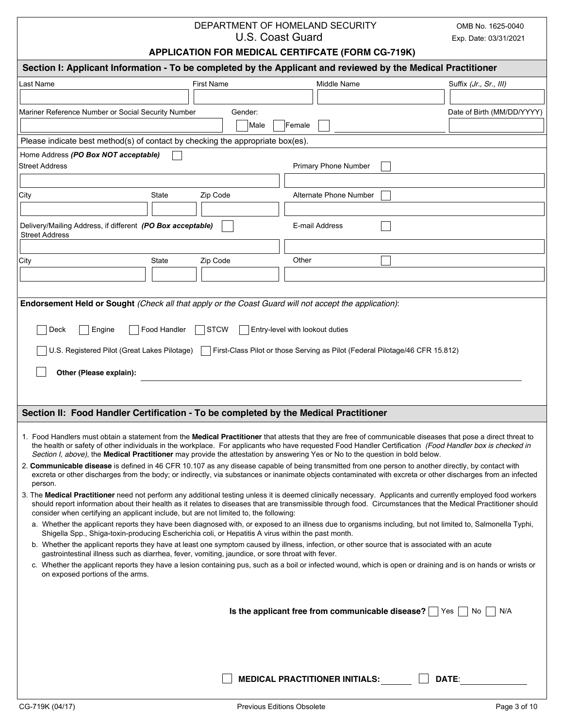DEPARTMENT OF HOMELAND SECURITY
U.S. Coast Guard

OMB No. 1625-0040
Exp. Date: 03/31/2021

# APPLICATION FOR MEDICAL CERTIFCATE (FORM CG-719K)

## Section I: Applicant Information - To be completed by the Applicant and reviewed by the Medical Practitioner

| Last Name | First Name | Middle Name | Suffix *(Jr., Sr., III)* |
|---|---|---|---|
| | | | |

| Mariner Reference Number or Social Security Number | Gender: ☐ Male ☐ Female ☐ ______ | Date of Birth (MM/DD/YYYY) |
|---|---|---|
| | | |

Please indicate best method(s) of contact by checking the appropriate box(es).

Home Address ***(PO Box NOT acceptable)*** ☐

Street Address

City | State | Zip Code

Primary Phone Number ☐

Alternate Phone Number ☐

Delivery/Mailing Address, if different ***(PO Box acceptable)*** ☐

Street Address

City | State | Zip Code

E-mail Address ☐

Other ☐

**Endorsement Held or Sought** *(Check all that apply or the Coast Guard will not accept the application)*:

☐ Deck ☐ Engine ☐ Food Handler ☐ STCW ☐ Entry-level with lookout duties

☐ U.S. Registered Pilot (Great Lakes Pilotage) ☐ First-Class Pilot or those Serving as Pilot (Federal Pilotage/46 CFR 15.812)

☐ **Other (Please explain):** ______________________________

## Section II: Food Handler Certification - To be completed by the Medical Practitioner

1. Food Handlers must obtain a statement from the **Medical Practitioner** that attests that they are free of communicable diseases that pose a direct threat to the health or safety of other individuals in the workplace. For applicants who have requested Food Handler Certification *(Food Handler box is checked in Section I, above)*, the **Medical Practitioner** may provide the attestation by answering Yes or No to the question in bold below.
2. **Communicable disease** is defined in 46 CFR 10.107 as any disease capable of being transmitted from one person to another directly, by contact with excreta or other discharges from the body; or indirectly, via substances or inanimate objects contaminated with excreta or other discharges from an infected person.
3. The **Medical Practitioner** need not perform any additional testing unless it is deemed clinically necessary. Applicants and currently employed food workers should report information about their health as it relates to diseases that are transmissible through food. Circumstances that the Medical Practitioner should consider when certifying an applicant include, but are not limited to, the following:
   a. Whether the applicant reports they have been diagnosed with, or exposed to an illness due to organisms including, but not limited to, Salmonella Typhi, Shigella Spp., Shiga-toxin-producing Escherichia coli, or Hepatitis A virus within the past month.
   b. Whether the applicant reports they have at least one symptom caused by illness, infection, or other source that is associated with an acute gastrointestinal illness such as diarrhea, fever, vomiting, jaundice, or sore throat with fever.
   c. Whether the applicant reports they have a lesion containing pus, such as a boil or infected wound, which is open or draining and is on hands or wrists or on exposed portions of the arms.

**Is the applicant free from communicable disease?** ☐ Yes ☐ No ☐ N/A

☐ **MEDICAL PRACTITIONER INITIALS:** ______ ☐ **DATE**: ____________

CG-719K (04/17) Previous Editions Obsolete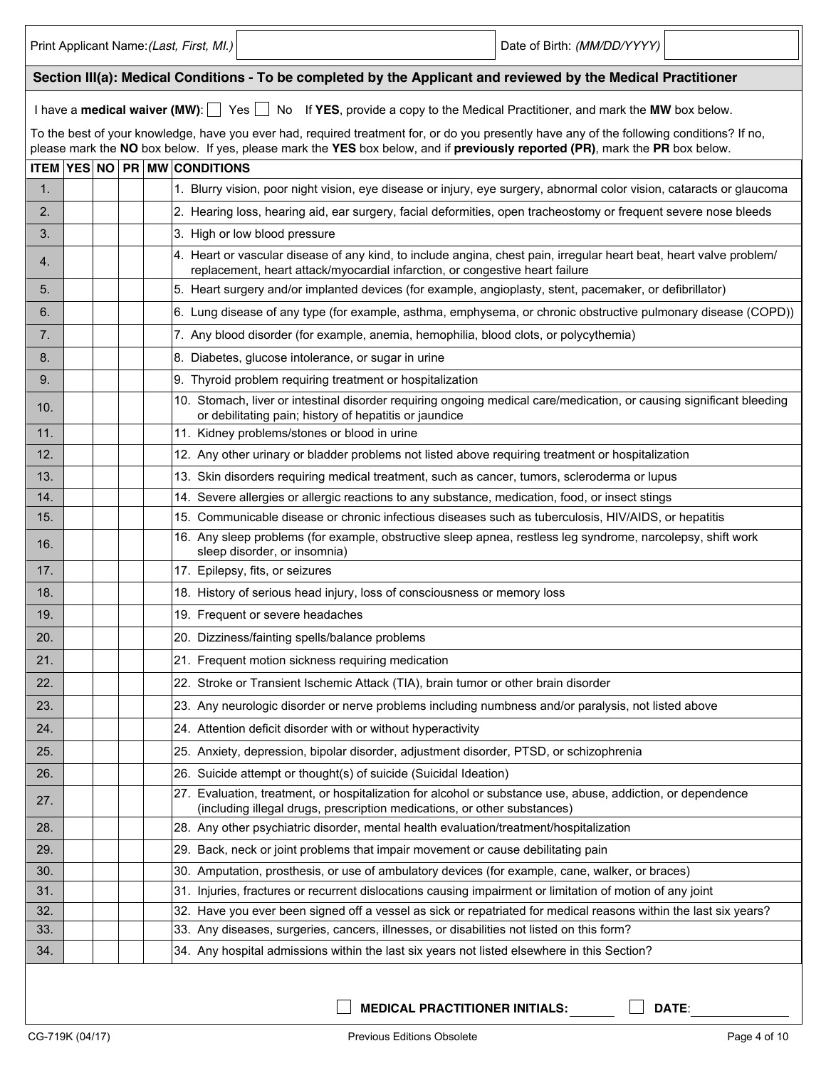Print Applicant Name: *(Last, First, MI.)* | Date of Birth: *(MM/DD/YYYY)*

## Section III(a): Medical Conditions - To be completed by the Applicant and reviewed by the Medical Practitioner

I have a **medical waiver (MW)**: ☐ Yes ☐ No If **YES**, provide a copy to the Medical Practitioner, and mark the **MW** box below.

To the best of your knowledge, have you ever had, required treatment for, or do you presently have any of the following conditions? If no, please mark the **NO** box below. If yes, please mark the **YES** box below, and if **previously reported (PR)**, mark the **PR** box below.

| ITEM | YES | NO | PR | MW | CONDITIONS |
|---|---|---|---|---|---|
| 1. | | | | | 1. Blurry vision, poor night vision, eye disease or injury, eye surgery, abnormal color vision, cataracts or glaucoma |
| 2. | | | | | 2. Hearing loss, hearing aid, ear surgery, facial deformities, open tracheostomy or frequent severe nose bleeds |
| 3. | | | | | 3. High or low blood pressure |
| 4. | | | | | 4. Heart or vascular disease of any kind, to include angina, chest pain, irregular heart beat, heart valve problem/ replacement, heart attack/myocardial infarction, or congestive heart failure |
| 5. | | | | | 5. Heart surgery and/or implanted devices (for example, angioplasty, stent, pacemaker, or defibrillator) |
| 6. | | | | | 6. Lung disease of any type (for example, asthma, emphysema, or chronic obstructive pulmonary disease (COPD)) |
| 7. | | | | | 7. Any blood disorder (for example, anemia, hemophilia, blood clots, or polycythemia) |
| 8. | | | | | 8. Diabetes, glucose intolerance, or sugar in urine |
| 9. | | | | | 9. Thyroid problem requiring treatment or hospitalization |
| 10. | | | | | 10. Stomach, liver or intestinal disorder requiring ongoing medical care/medication, or causing significant bleeding or debilitating pain; history of hepatitis or jaundice |
| 11. | | | | | 11. Kidney problems/stones or blood in urine |
| 12. | | | | | 12. Any other urinary or bladder problems not listed above requiring treatment or hospitalization |
| 13. | | | | | 13. Skin disorders requiring medical treatment, such as cancer, tumors, scleroderma or lupus |
| 14. | | | | | 14. Severe allergies or allergic reactions to any substance, medication, food, or insect stings |
| 15. | | | | | 15. Communicable disease or chronic infectious diseases such as tuberculosis, HIV/AIDS, or hepatitis |
| 16. | | | | | 16. Any sleep problems (for example, obstructive sleep apnea, restless leg syndrome, narcolepsy, shift work sleep disorder, or insomnia) |
| 17. | | | | | 17. Epilepsy, fits, or seizures |
| 18. | | | | | 18. History of serious head injury, loss of consciousness or memory loss |
| 19. | | | | | 19. Frequent or severe headaches |
| 20. | | | | | 20. Dizziness/fainting spells/balance problems |
| 21. | | | | | 21. Frequent motion sickness requiring medication |
| 22. | | | | | 22. Stroke or Transient Ischemic Attack (TIA), brain tumor or other brain disorder |
| 23. | | | | | 23. Any neurologic disorder or nerve problems including numbness and/or paralysis, not listed above |
| 24. | | | | | 24. Attention deficit disorder with or without hyperactivity |
| 25. | | | | | 25. Anxiety, depression, bipolar disorder, adjustment disorder, PTSD, or schizophrenia |
| 26. | | | | | 26. Suicide attempt or thought(s) of suicide (Suicidal Ideation) |
| 27. | | | | | 27. Evaluation, treatment, or hospitalization for alcohol or substance use, abuse, addiction, or dependence (including illegal drugs, prescription medications, or other substances) |
| 28. | | | | | 28. Any other psychiatric disorder, mental health evaluation/treatment/hospitalization |
| 29. | | | | | 29. Back, neck or joint problems that impair movement or cause debilitating pain |
| 30. | | | | | 30. Amputation, prosthesis, or use of ambulatory devices (for example, cane, walker, or braces) |
| 31. | | | | | 31. Injuries, fractures or recurrent dislocations causing impairment or limitation of motion of any joint |
| 32. | | | | | 32. Have you ever been signed off a vessel as sick or repatriated for medical reasons within the last six years? |
| 33. | | | | | 33. Any diseases, surgeries, cancers, illnesses, or disabilities not listed on this form? |
| 34. | | | | | 34. Any hospital admissions within the last six years not listed elsewhere in this Section? |

☐ **MEDICAL PRACTITIONER INITIALS:** ______ ☐ **DATE**: ______________

CG-719K (04/17) Previous Editions Obsolete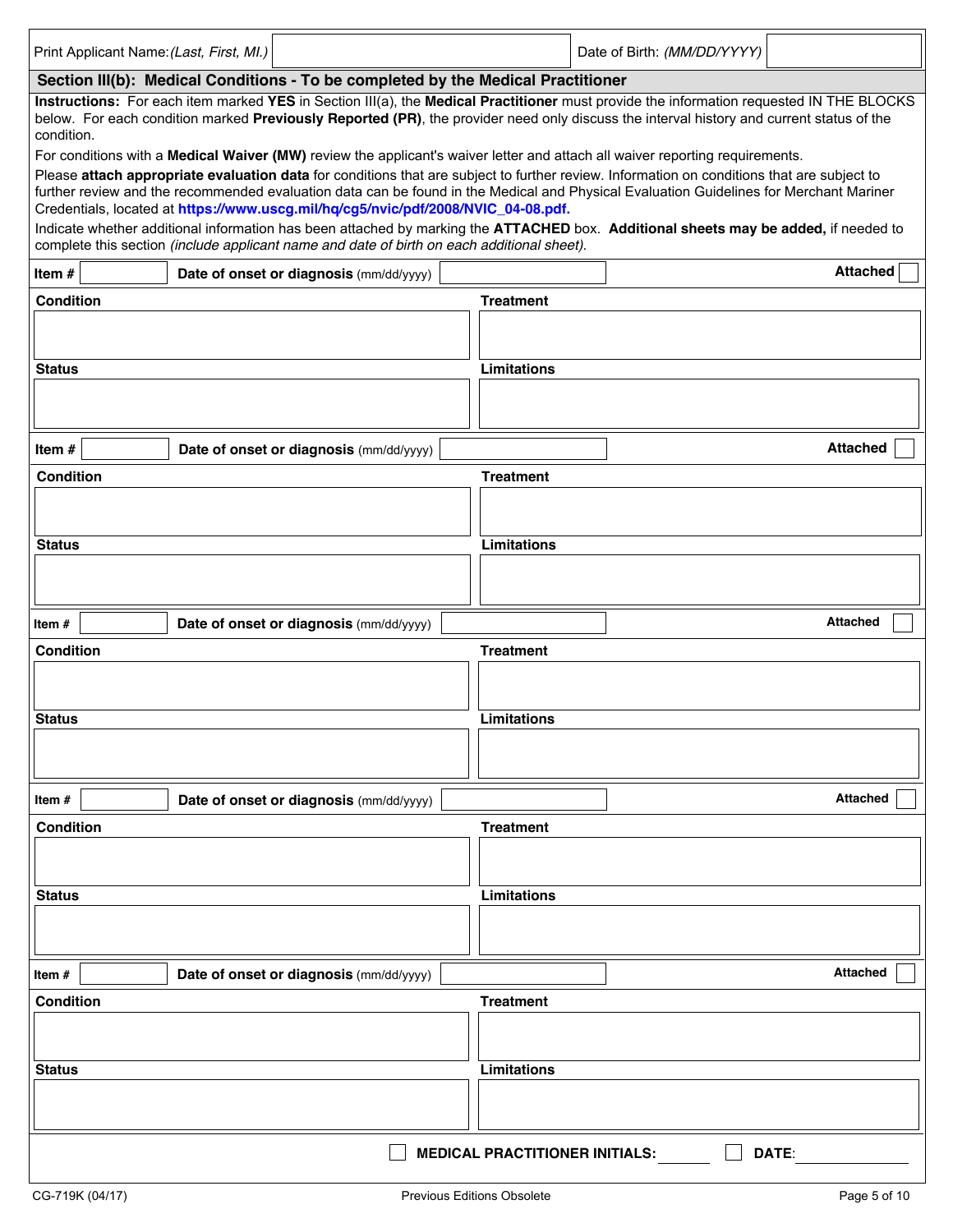| Print Applicant Name: *(Last, First, MI.)* | | Date of Birth: *(MM/DD/YYYY)* | |
|---|---|---|---|

## Section III(b): Medical Conditions - To be completed by the Medical Practitioner

**Instructions:** For each item marked **YES** in Section III(a), the **Medical Practitioner** must provide the information requested IN THE BLOCKS below. For each condition marked **Previously Reported (PR)**, the provider need only discuss the interval history and current status of the condition.

For conditions with a **Medical Waiver (MW)** review the applicant's waiver letter and attach all waiver reporting requirements.

Please **attach appropriate evaluation data** for conditions that are subject to further review. Information on conditions that are subject to further review and the recommended evaluation data can be found in the Medical and Physical Evaluation Guidelines for Merchant Mariner Credentials, located at **https://www.uscg.mil/hq/cg5/nvic/pdf/2008/NVIC_04-08.pdf.**

Indicate whether additional information has been attached by marking the **ATTACHED** box. **Additional sheets may be added,** if needed to complete this section *(include applicant name and date of birth on each additional sheet).*

| **Item #** | | **Date of onset or diagnosis** (mm/dd/yyyy) | | **Attached** ☐ |
|---|---|---|---|---|
| **Condition** | | | **Treatment** | |
| | | | | |
| **Status** | | | **Limitations** | |
| | | | | |

| **Item #** | | **Date of onset or diagnosis** (mm/dd/yyyy) | | **Attached** ☐ |
|---|---|---|---|---|
| **Condition** | | | **Treatment** | |
| | | | | |
| **Status** | | | **Limitations** | |
| | | | | |

| **Item #** | | **Date of onset or diagnosis** (mm/dd/yyyy) | | **Attached** ☐ |
|---|---|---|---|---|
| **Condition** | | | **Treatment** | |
| | | | | |
| **Status** | | | **Limitations** | |
| | | | | |

| **Item #** | | **Date of onset or diagnosis** (mm/dd/yyyy) | | **Attached** ☐ |
|---|---|---|---|---|
| **Condition** | | | **Treatment** | |
| | | | | |
| **Status** | | | **Limitations** | |
| | | | | |

| **Item #** | | **Date of onset or diagnosis** (mm/dd/yyyy) | | **Attached** ☐ |
|---|---|---|---|---|
| **Condition** | | | **Treatment** | |
| | | | | |
| **Status** | | | **Limitations** | |
| | | | | |

☐ **MEDICAL PRACTITIONER INITIALS:** ________ ☐ **DATE:** ______________

CG-719K (04/17) Previous Editions Obsolete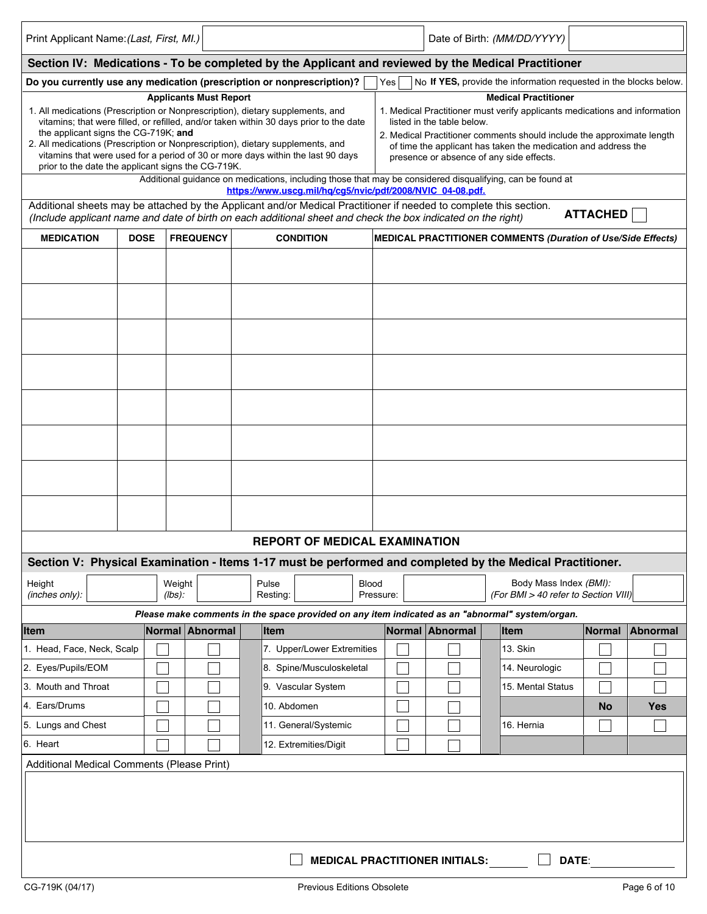| Print Applicant Name: *(Last, First, MI.)* | | Date of Birth: *(MM/DD/YYYY)* | |
|---|---|---|---|

## Section IV: Medications - To be completed by the Applicant and reviewed by the Medical Practitioner

**Do you currently use any medication (prescription or nonprescription)?** ☐ Yes ☐ No **If YES,** provide the information requested in the blocks below.

| Applicants Must Report | Medical Practitioner |
|---|---|
| 1. All medications (Prescription or Nonprescription), dietary supplements, and vitamins; that were filled, or refilled, and/or taken within 30 days prior to the date the applicant signs the CG-719K; **and**<br>2. All medications (Prescription or Nonprescription), dietary supplements, and vitamins that were used for a period of 30 or more days within the last 90 days prior to the date the applicant signs the CG-719K. | 1. Medical Practitioner must verify applicants medications and information listed in the table below.<br>2. Medical Practitioner comments should include the approximate length of time the applicant has taken the medication and address the presence or absence of any side effects. |

Additional guidance on medications, including those that may be considered disqualifying, can be found at https://www.uscg.mil/hq/cg5/nvic/pdf/2008/NVIC_04-08.pdf.

Additional sheets may be attached by the Applicant and/or Medical Practitioner if needed to complete this section.
*(Include applicant name and date of birth on each additional sheet and check the box indicated on the right)* **ATTACHED** ☐

| MEDICATION | DOSE | FREQUENCY | CONDITION | MEDICAL PRACTITIONER COMMENTS *(Duration of Use/Side Effects)* |
|---|---|---|---|---|
| | | | | |
| | | | | |
| | | | | |
| | | | | |
| | | | | |
| | | | | |
| | | | | |
| | | | | |

# REPORT OF MEDICAL EXAMINATION

## Section V: Physical Examination - Items 1-17 must be performed and completed by the Medical Practitioner.

| Height *(inches only)*: | | Weight *(lbs)*: | | Pulse Resting: | | Blood Pressure: | | Body Mass Index *(BMI)*: *(For BMI > 40 refer to Section VIII)* | |
|---|---|---|---|---|---|---|---|---|---|

***Please make comments in the space provided on any item indicated as an "abnormal" system/organ.***

| Item | Normal | Abnormal | Item | Normal | Abnormal | Item | Normal | Abnormal |
|---|---|---|---|---|---|---|---|---|
| 1. Head, Face, Neck, Scalp | ☐ | ☐ | 7. Upper/Lower Extremities | ☐ | ☐ | 13. Skin | ☐ | ☐ |
| 2. Eyes/Pupils/EOM | ☐ | ☐ | 8. Spine/Musculoskeletal | ☐ | ☐ | 14. Neurologic | ☐ | ☐ |
| 3. Mouth and Throat | ☐ | ☐ | 9. Vascular System | ☐ | ☐ | 15. Mental Status | ☐ | ☐ |
| 4. Ears/Drums | ☐ | ☐ | 10. Abdomen | ☐ | ☐ | | **No** | **Yes** |
| 5. Lungs and Chest | ☐ | ☐ | 11. General/Systemic | ☐ | ☐ | 16. Hernia | ☐ | ☐ |
| 6. Heart | ☐ | ☐ | 12. Extremities/Digit | ☐ | ☐ | | | |

Additional Medical Comments (Please Print)

☐ **MEDICAL PRACTITIONER INITIALS:** ________ ☐ **DATE**: ____________

CG-719K (04/17) Previous Editions Obsolete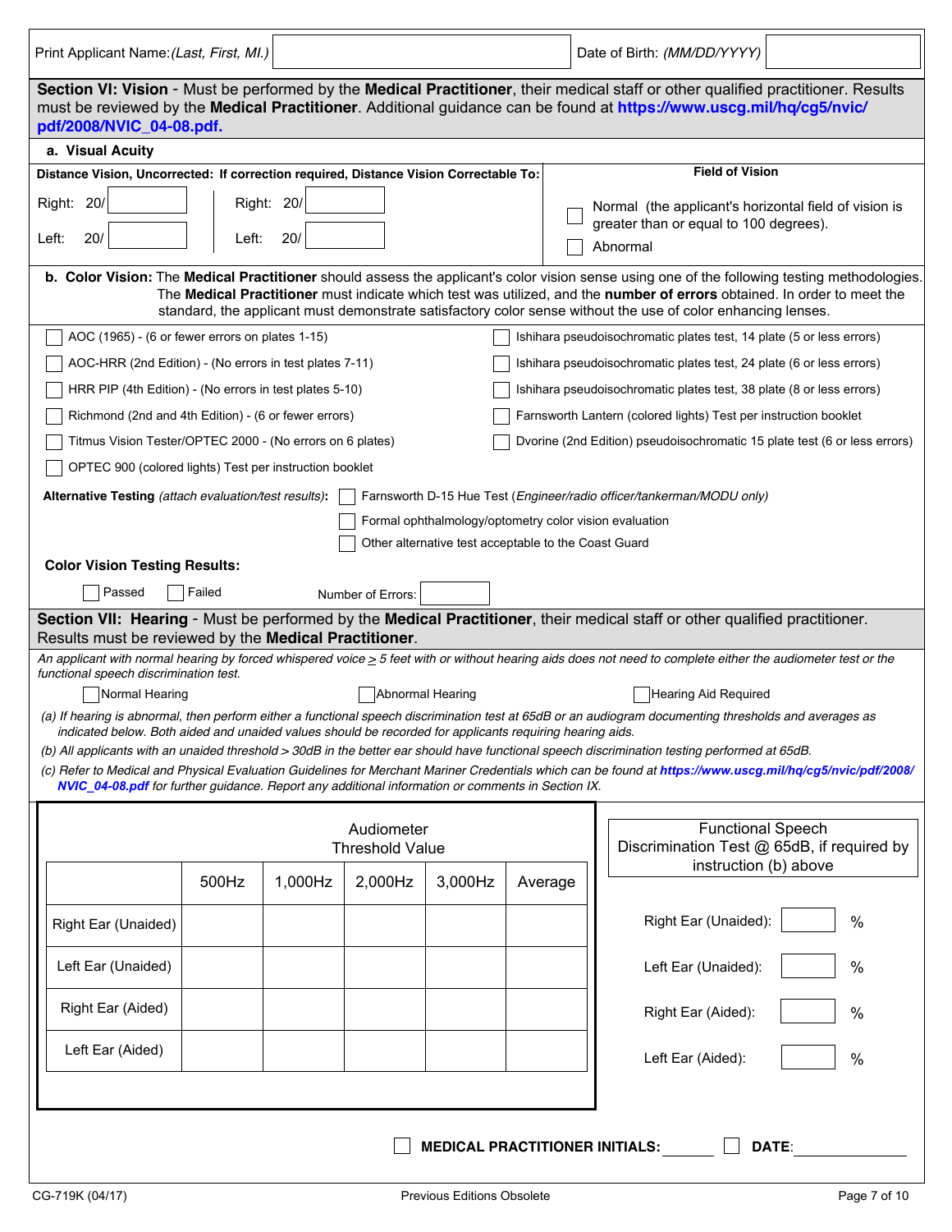| Print Applicant Name: *(Last, First, MI.)* | | Date of Birth: *(MM/DD/YYYY)* | |
|---|---|---|---|

## Section VI: Vision

**Section VI: Vision** - Must be performed by the **Medical Practitioner**, their medical staff or other qualified practitioner. Results must be reviewed by the **Medical Practitioner**. Additional guidance can be found at **https://www.uscg.mil/hq/cg5/nvic/pdf/2008/NVIC_04-08.pdf.**

### a. Visual Acuity

**Distance Vision, Uncorrected: If correction required, Distance Vision Correctable To:**

| Distance Vision, Uncorrected | | Distance Vision Correctable To | |
|---|---|---|---|
| Right: | 20/ | Right: | 20/ |
| Left: | 20/ | Left: | 20/ |

**Field of Vision**

- ☐ Normal (the applicant's horizontal field of vision is greater than or equal to 100 degrees).
- ☐ Abnormal

### b. Color Vision

**b. Color Vision:** The **Medical Practitioner** should assess the applicant's color vision sense using one of the following testing methodologies. The **Medical Practitioner** must indicate which test was utilized, and the **number of errors** obtained. In order to meet the standard, the applicant must demonstrate satisfactory color sense without the use of color enhancing lenses.

- ☐ AOC (1965) - (6 or fewer errors on plates 1-15)
- ☐ AOC-HRR (2nd Edition) - (No errors in test plates 7-11)
- ☐ HRR PIP (4th Edition) - (No errors in test plates 5-10)
- ☐ Richmond (2nd and 4th Edition) - (6 or fewer errors)
- ☐ Titmus Vision Tester/OPTEC 2000 - (No errors on 6 plates)
- ☐ OPTEC 900 (colored lights) Test per instruction booklet
- ☐ Ishihara pseudoisochromatic plates test, 14 plate (5 or less errors)
- ☐ Ishihara pseudoisochromatic plates test, 24 plate (6 or less errors)
- ☐ Ishihara pseudoisochromatic plates test, 38 plate (8 or less errors)
- ☐ Farnsworth Lantern (colored lights) Test per instruction booklet
- ☐ Dvorine (2nd Edition) pseudoisochromatic 15 plate test (6 or less errors)

**Alternative Testing** *(attach evaluation/test results)*:

- ☐ Farnsworth D-15 Hue Test (*Engineer/radio officer/tankerman/MODU only)*
- ☐ Formal ophthalmology/optometry color vision evaluation
- ☐ Other alternative test acceptable to the Coast Guard

**Color Vision Testing Results:**

☐ Passed ☐ Failed Number of Errors: ______

## Section VII: Hearing

**Section VII: Hearing** - Must be performed by the **Medical Practitioner**, their medical staff or other qualified practitioner. Results must be reviewed by the **Medical Practitioner**.

*An applicant with normal hearing by forced whispered voice ≥ 5 feet with or without hearing aids does not need to complete either the audiometer test or the functional speech discrimination test.*

☐ Normal Hearing ☐ Abnormal Hearing ☐ Hearing Aid Required

*(a) If hearing is abnormal, then perform either a functional speech discrimination test at 65dB or an audiogram documenting thresholds and averages as indicated below. Both aided and unaided values should be recorded for applicants requiring hearing aids.*

*(b) All applicants with an unaided threshold > 30dB in the better ear should have functional speech discrimination testing performed at 65dB.*

*(c) Refer to Medical and Physical Evaluation Guidelines for Merchant Mariner Credentials which can be found at **https://www.uscg.mil/hq/cg5/nvic/pdf/2008/NVIC_04-08.pdf** for further guidance. Report any additional information or comments in Section IX.*

**Audiometer Threshold Value**

| | 500Hz | 1,000Hz | 2,000Hz | 3,000Hz | Average |
|---|---|---|---|---|---|
| Right Ear (Unaided) | | | | | |
| Left Ear (Unaided) | | | | | |
| Right Ear (Aided) | | | | | |
| Left Ear (Aided) | | | | | |

**Functional Speech Discrimination Test @ 65dB, if required by instruction (b) above**

| | |
|---|---|
| Right Ear (Unaided): | % |
| Left Ear (Unaided): | % |
| Right Ear (Aided): | % |
| Left Ear (Aided): | % |

☐ **MEDICAL PRACTITIONER INITIALS:** ______ ☐ **DATE:** ______________

CG-719K (04/17) Previous Editions Obsolete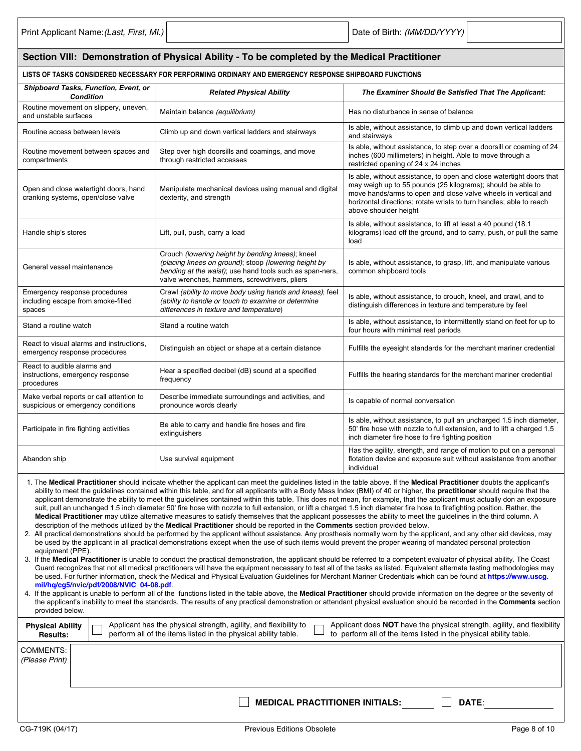Print Applicant Name: *(Last, First, MI.)* | Date of Birth: *(MM/DD/YYYY)*

## Section VIII: Demonstration of Physical Ability - To be completed by the Medical Practitioner

**LISTS OF TASKS CONSIDERED NECESSARY FOR PERFORMING ORDINARY AND EMERGENCY RESPONSE SHIPBOARD FUNCTIONS**

| *Shipboard Tasks, Function, Event, or Condition* | *Related Physical Ability* | *The Examiner Should Be Satisfied That The Applicant:* |
|---|---|---|
| Routine movement on slippery, uneven, and unstable surfaces | Maintain balance *(equilibrium)* | Has no disturbance in sense of balance |
| Routine access between levels | Climb up and down vertical ladders and stairways | Is able, without assistance, to climb up and down vertical ladders and stairways |
| Routine movement between spaces and compartments | Step over high doorsills and coamings, and move through restricted accesses | Is able, without assistance, to step over a doorsill or coaming of 24 inches (600 millimeters) in height. Able to move through a restricted opening of 24 x 24 inches |
| Open and close watertight doors, hand cranking systems, open/close valve | Manipulate mechanical devices using manual and digital dexterity, and strength | Is able, without assistance, to open and close watertight doors that may weigh up to 55 pounds (25 kilograms); should be able to move hands/arms to open and close valve wheels in vertical and horizontal directions; rotate wrists to turn handles; able to reach above shoulder height |
| Handle ship's stores | Lift, pull, push, carry a load | Is able, without assistance, to lift at least a 40 pound (18.1 kilograms) load off the ground, and to carry, push, or pull the same load |
| General vessel maintenance | Crouch *(lowering height by bending knees)*; kneel *(placing knees on ground)*; stoop *(lowering height by bending at the waist)*; use hand tools such as span-ners, valve wrenches, hammers, screwdrivers, pliers | Is able, without assistance, to grasp, lift, and manipulate various common shipboard tools |
| Emergency response procedures including escape from smoke-filled spaces | Crawl *(ability to move body using hands and knees)*; feel *(ability to handle or touch to examine or determine differences in texture and temperature)* | Is able, without assistance, to crouch, kneel, and crawl, and to distinguish differences in texture and temperature by feel |
| Stand a routine watch | Stand a routine watch | Is able, without assistance, to intermittently stand on feet for up to four hours with minimal rest periods |
| React to visual alarms and instructions, emergency response procedures | Distinguish an object or shape at a certain distance | Fulfills the eyesight standards for the merchant mariner credential |
| React to audible alarms and instructions, emergency response procedures | Hear a specified decibel (dB) sound at a specified frequency | Fulfills the hearing standards for the merchant mariner credential |
| Make verbal reports or call attention to suspicious or emergency conditions | Describe immediate surroundings and activities, and pronounce words clearly | Is capable of normal conversation |
| Participate in fire fighting activities | Be able to carry and handle fire hoses and fire extinguishers | Is able, without assistance, to pull an uncharged 1.5 inch diameter, 50' fire hose with nozzle to full extension, and to lift a charged 1.5 inch diameter fire hose to fire fighting position |
| Abandon ship | Use survival equipment | Has the agility, strength, and range of motion to put on a personal flotation device and exposure suit without assistance from another individual |

1. The **Medical Practitioner** should indicate whether the applicant can meet the guidelines listed in the table above. If the **Medical Practitioner** doubts the applicant's ability to meet the guidelines contained within this table, and for all applicants with a Body Mass Index (BMI) of 40 or higher, the **practitioner** should require that the applicant demonstrate the ability to meet the guidelines contained within this table. This does not mean, for example, that the applicant must actually don an exposure suit, pull an unchanged 1.5 inch diameter 50' fire hose with nozzle to full extension, or lift a charged 1.5 inch diameter fire hose to firefighting position. Rather, the **Medical Practitioner** may utilize alternative measures to satisfy themselves that the applicant possesses the ability to meet the guidelines in the third column. A description of the methods utilized by the **Medical Practitioner** should be reported in the **Comments** section provided below.
2. All practical demonstrations should be performed by the applicant without assistance. Any prosthesis normally worn by the applicant, and any other aid devices, may be used by the applicant in all practical demonstrations except when the use of such items would prevent the proper wearing of mandated personal protection equipment (PPE).
3. If the **Medical Practitioner** is unable to conduct the practical demonstration, the applicant should be referred to a competent evaluator of physical ability. The Coast Guard recognizes that not all medical practitioners will have the equipment necessary to test all of the tasks as listed. Equivalent alternate testing methodologies may be used. For further information, check the Medical and Physical Evaluation Guidelines for Merchant Mariner Credentials which can be found at **https://www.uscg.mil/hq/cg5/nvic/pdf/2008/NVIC_04-08.pdf**.
4. If the applicant is unable to perform all of the functions listed in the table above, the **Medical Practitioner** should provide information on the degree or the severity of the applicant's inability to meet the standards. The results of any practical demonstration or attendant physical evaluation should be recorded in the **Comments** section provided below.

**Physical Ability Results:**

☐ Applicant has the physical strength, agility, and flexibility to perform all of the items listed in the physical ability table.

☐ Applicant does **NOT** have the physical strength, agility, and flexibility to perform all of the items listed in the physical ability table.

COMMENTS: *(Please Print)*

☐ **MEDICAL PRACTITIONER INITIALS:** ________ ☐ **DATE:** ________

CG-719K (04/17) Previous Editions Obsolete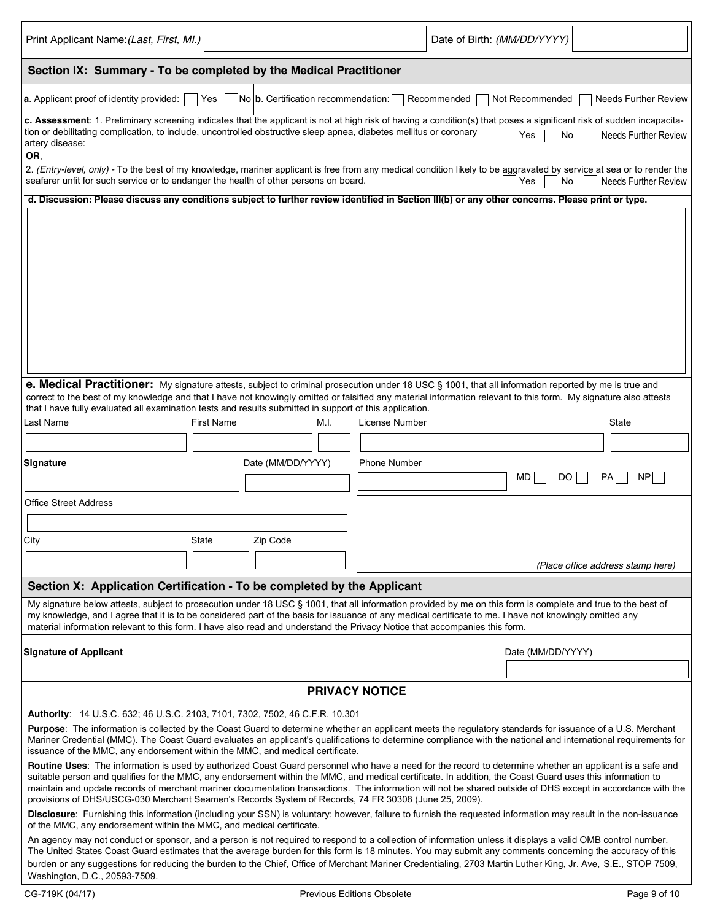Print Applicant Name: *(Last, First, MI.)* ____________________ Date of Birth: *(MM/DD/YYYY)* ____________________

## Section IX: Summary - To be completed by the Medical Practitioner

**a**. Applicant proof of identity provided: ☐ Yes ☐ No **b**. Certification recommendation: ☐ Recommended ☐ Not Recommended ☐ Needs Further Review

**c. Assessment**: 1. Preliminary screening indicates that the applicant is not at high risk of having a condition(s) that poses a significant risk of sudden incapacitation or debilitating complication, to include, uncontrolled obstructive sleep apnea, diabetes mellitus or coronary artery disease: ☐ Yes ☐ No ☐ Needs Further Review

**OR**,

2. *(Entry-level, only)* - To the best of my knowledge, mariner applicant is free from any medical condition likely to be aggravated by service at sea or to render the seafarer unfit for such service or to endanger the health of other persons on board. ☐ Yes ☐ No ☐ Needs Further Review

**d. Discussion: Please discuss any conditions subject to further review identified in Section III(b) or any other concerns. Please print or type.**

**e. Medical Practitioner:** My signature attests, subject to criminal prosecution under 18 USC § 1001, that all information reported by me is true and correct to the best of my knowledge and that I have not knowingly omitted or falsified any material information relevant to this form. My signature also attests that I have fully evaluated all examination tests and results submitted in support of this application.

| Last Name | First Name | M.I. | License Number | State |
|---|---|---|---|---|
| | | | | |

**Signature** ____________________ Date (MM/DD/YYYY) ____________________ Phone Number ____________________ MD ☐ DO ☐ PA ☐ NP ☐

Office Street Address ____________________

| City | State | Zip Code |
|---|---|---|
| | | |

*(Place office address stamp here)*

## Section X: Application Certification - To be completed by the Applicant

My signature below attests, subject to prosecution under 18 USC § 1001, that all information provided by me on this form is complete and true to the best of my knowledge, and I agree that it is to be considered part of the basis for issuance of any medical certificate to me. I have not knowingly omitted any material information relevant to this form. I have also read and understand the Privacy Notice that accompanies this form.

**Signature of Applicant** ____________________ Date (MM/DD/YYYY) ____________________

## PRIVACY NOTICE

**Authority**: 14 U.S.C. 632; 46 U.S.C. 2103, 7101, 7302, 7502, 46 C.F.R. 10.301

**Purpose**: The information is collected by the Coast Guard to determine whether an applicant meets the regulatory standards for issuance of a U.S. Merchant Mariner Credential (MMC). The Coast Guard evaluates an applicant's qualifications to determine compliance with the national and international requirements for issuance of the MMC, any endorsement within the MMC, and medical certificate.

**Routine Uses**: The information is used by authorized Coast Guard personnel who have a need for the record to determine whether an applicant is a safe and suitable person and qualifies for the MMC, any endorsement within the MMC, and medical certificate. In addition, the Coast Guard uses this information to maintain and update records of merchant mariner documentation transactions. The information will not be shared outside of DHS except in accordance with the provisions of DHS/USCG-030 Merchant Seamen's Records System of Records, 74 FR 30308 (June 25, 2009).

**Disclosure**: Furnishing this information (including your SSN) is voluntary; however, failure to furnish the requested information may result in the non-issuance of the MMC, any endorsement within the MMC, and medical certificate.

An agency may not conduct or sponsor, and a person is not required to respond to a collection of information unless it displays a valid OMB control number. The United States Coast Guard estimates that the average burden for this form is 18 minutes. You may submit any comments concerning the accuracy of this burden or any suggestions for reducing the burden to the Chief, Office of Merchant Mariner Credentialing, 2703 Martin Luther King, Jr. Ave, S.E., STOP 7509, Washington, D.C., 20593-7509.

CG-719K (04/17) Previous Editions Obsolete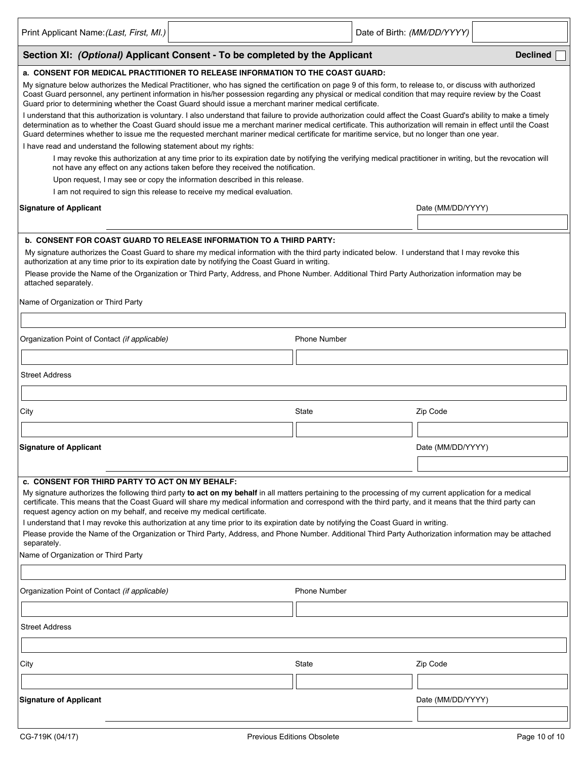Print Applicant Name: *(Last, First, MI.)* | Date of Birth: *(MM/DD/YYYY)*

## Section XI: *(Optional)* Applicant Consent - To be completed by the Applicant

Declined ☐

### a. CONSENT FOR MEDICAL PRACTITIONER TO RELEASE INFORMATION TO THE COAST GUARD:

My signature below authorizes the Medical Practitioner, who has signed the certification on page 9 of this form, to release to, or discuss with authorized Coast Guard personnel, any pertinent information in his/her possession regarding any physical or medical condition that may require review by the Coast Guard prior to determining whether the Coast Guard should issue a merchant mariner medical certificate.

I understand that this authorization is voluntary. I also understand that failure to provide authorization could affect the Coast Guard's ability to make a timely determination as to whether the Coast Guard should issue me a merchant mariner medical certificate. This authorization will remain in effect until the Coast Guard determines whether to issue me the requested merchant mariner medical certificate for maritime service, but no longer than one year.

I have read and understand the following statement about my rights:

I may revoke this authorization at any time prior to its expiration date by notifying the verifying medical practitioner in writing, but the revocation will not have any effect on any actions taken before they received the notification.

Upon request, I may see or copy the information described in this release.

I am not required to sign this release to receive my medical evaluation.

**Signature of Applicant** | Date (MM/DD/YYYY)

### b. CONSENT FOR COAST GUARD TO RELEASE INFORMATION TO A THIRD PARTY:

My signature authorizes the Coast Guard to share my medical information with the third party indicated below. I understand that I may revoke this authorization at any time prior to its expiration date by notifying the Coast Guard in writing.

Please provide the Name of the Organization or Third Party, Address, and Phone Number. Additional Third Party Authorization information may be attached separately.

Name of Organization or Third Party

Organization Point of Contact *(if applicable)* | Phone Number

Street Address

City | State | Zip Code

**Signature of Applicant** | Date (MM/DD/YYYY)

### c. CONSENT FOR THIRD PARTY TO ACT ON MY BEHALF:

My signature authorizes the following third party **to act on my behalf** in all matters pertaining to the processing of my current application for a medical certificate. This means that the Coast Guard will share my medical information and correspond with the third party, and it means that the third party can request agency action on my behalf, and receive my medical certificate.

I understand that I may revoke this authorization at any time prior to its expiration date by notifying the Coast Guard in writing.

Please provide the Name of the Organization or Third Party, Address, and Phone Number. Additional Third Party Authorization information may be attached separately.

Name of Organization or Third Party

Organization Point of Contact *(if applicable)* | Phone Number

Street Address

City | State | Zip Code

**Signature of Applicant** | Date (MM/DD/YYYY)

CG-719K (04/17) Previous Editions Obsolete